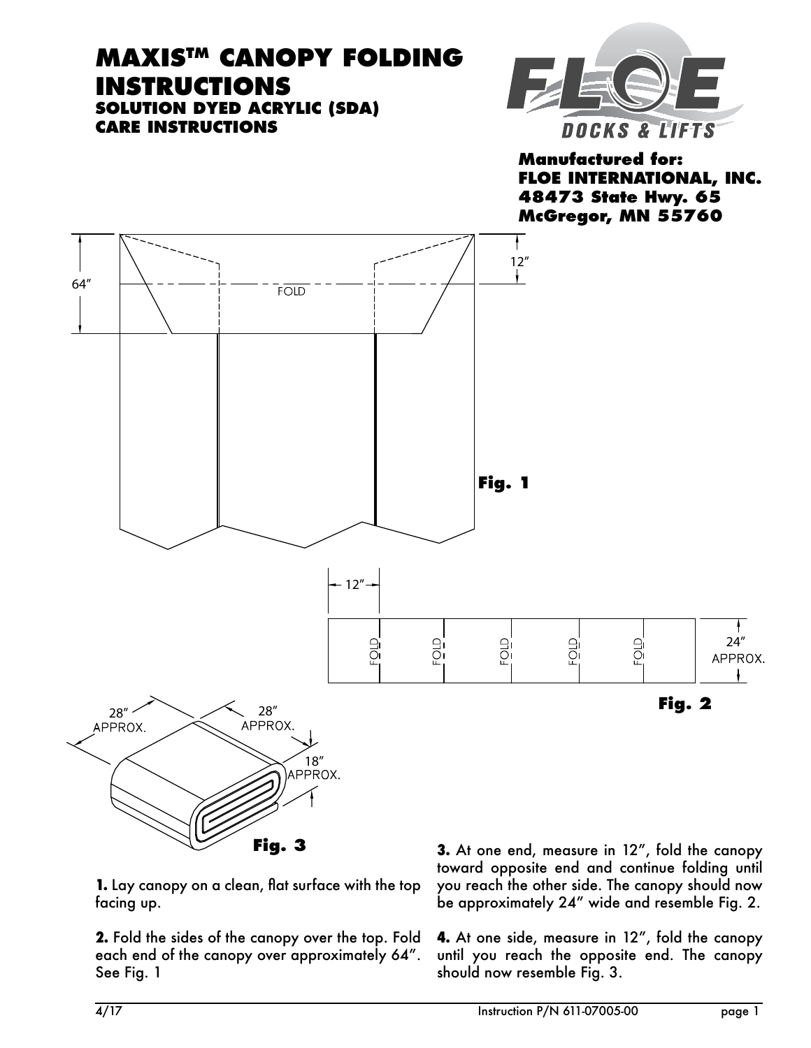# MAXIS™ CANOPY FOLDING INSTRUCTIONS

## SOLUTION DYED ACRYLIC (SDA) CARE INSTRUCTIONS

**Manufactured for:**
**FLOE INTERNATIONAL, INC.**
**48473 State Hwy. 65**
**McGregor, MN 55760**

**Fig. 1**

**Fig. 2**

**Fig. 3**

**1.** Lay canopy on a clean, flat surface with the top facing up.

**2.** Fold the sides of the canopy over the top. Fold each end of the canopy over approximately 64". See Fig. 1

**3.** At one end, measure in 12", fold the canopy toward opposite end and continue folding until you reach the other side. The canopy should now be approximately 24" wide and resemble Fig. 2.

**4.** At one side, measure in 12", fold the canopy until you reach the opposite end. The canopy should now resemble Fig. 3.

4/17 Instruction P/N 611-07005-00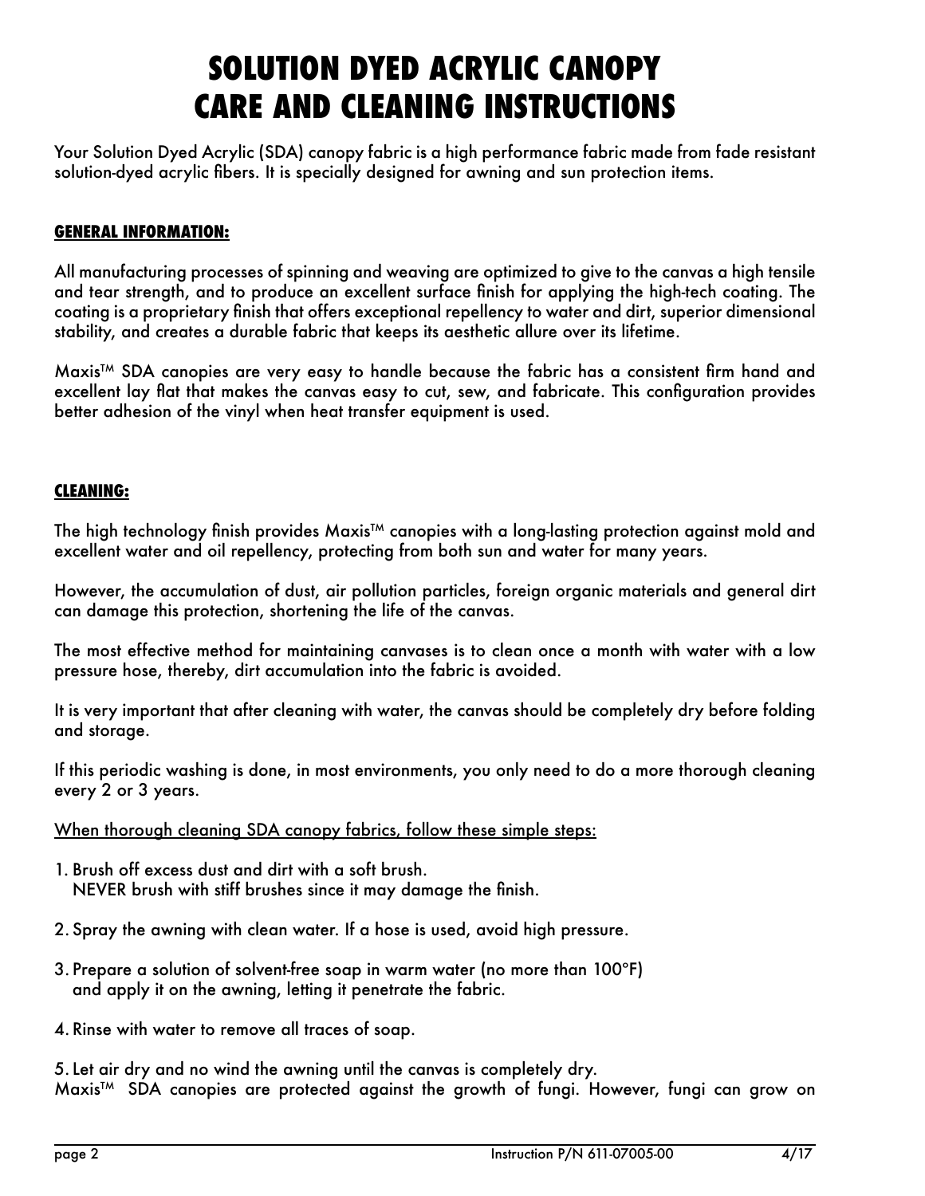# SOLUTION DYED ACRYLIC CANOPY CARE AND CLEANING INSTRUCTIONS

Your Solution Dyed Acrylic (SDA) canopy fabric is a high performance fabric made from fade resistant solution-dyed acrylic fibers. It is specially designed for awning and sun protection items.

## GENERAL INFORMATION:

All manufacturing processes of spinning and weaving are optimized to give to the canvas a high tensile and tear strength, and to produce an excellent surface finish for applying the high-tech coating. The coating is a proprietary finish that offers exceptional repellency to water and dirt, superior dimensional stability, and creates a durable fabric that keeps its aesthetic allure over its lifetime.

Maxis™ SDA canopies are very easy to handle because the fabric has a consistent firm hand and excellent lay flat that makes the canvas easy to cut, sew, and fabricate. This configuration provides better adhesion of the vinyl when heat transfer equipment is used.

## CLEANING:

The high technology finish provides Maxis™ canopies with a long-lasting protection against mold and excellent water and oil repellency, protecting from both sun and water for many years.

However, the accumulation of dust, air pollution particles, foreign organic materials and general dirt can damage this protection, shortening the life of the canvas.

The most effective method for maintaining canvases is to clean once a month with water with a low pressure hose, thereby, dirt accumulation into the fabric is avoided.

It is very important that after cleaning with water, the canvas should be completely dry before folding and storage.

If this periodic washing is done, in most environments, you only need to do a more thorough cleaning every 2 or 3 years.

When thorough cleaning SDA canopy fabrics, follow these simple steps:

1. Brush off excess dust and dirt with a soft brush.
   NEVER brush with stiff brushes since it may damage the finish.

2. Spray the awning with clean water. If a hose is used, avoid high pressure.

3. Prepare a solution of solvent-free soap in warm water (no more than 100°F) and apply it on the awning, letting it penetrate the fabric.

4. Rinse with water to remove all traces of soap.

5. Let air dry and no wind the awning until the canvas is completely dry.

Maxis™ SDA canopies are protected against the growth of fungi. However, fungi can grow on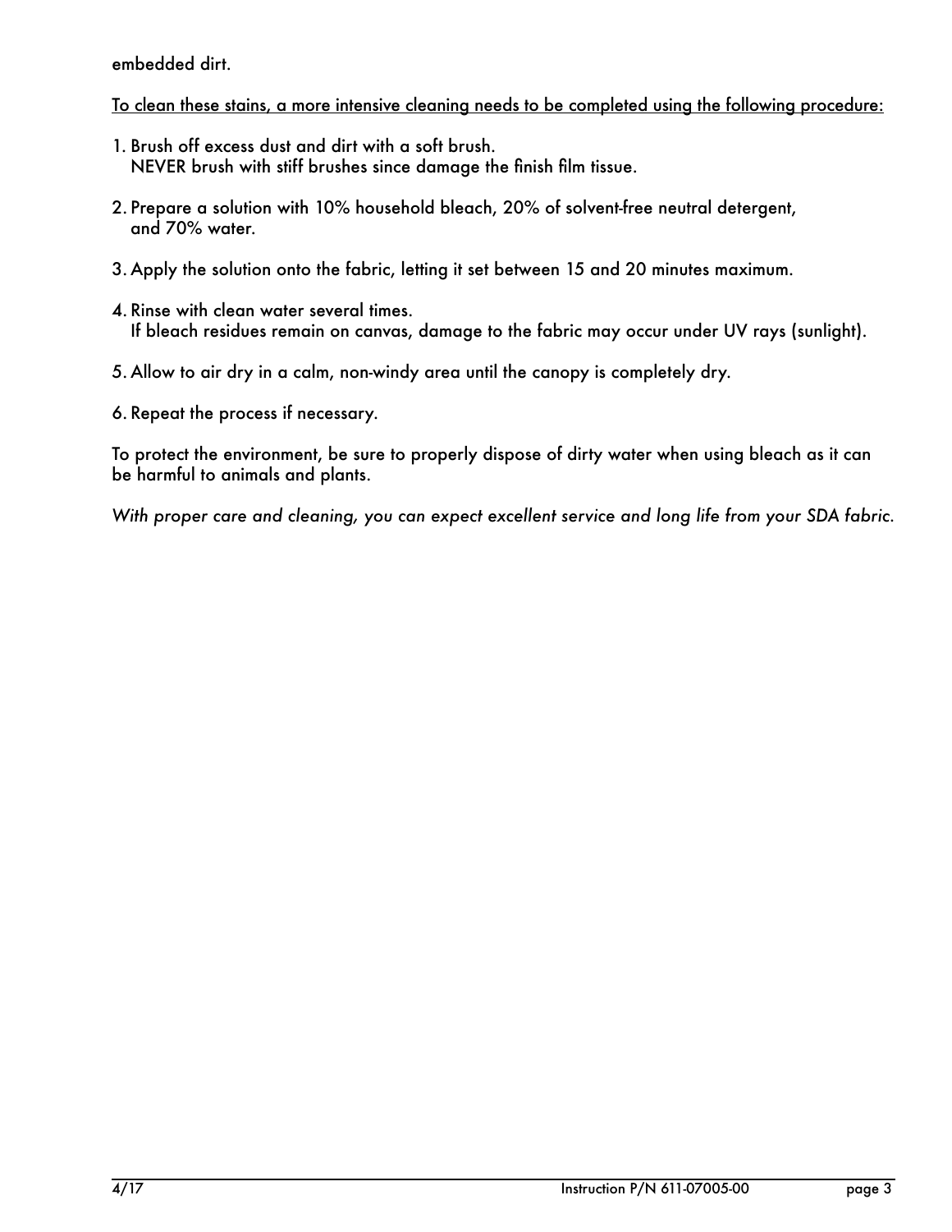embedded dirt.

<u>To clean these stains, a more intensive cleaning needs to be completed using the following procedure:</u>

1. Brush off excess dust and dirt with a soft brush.
   NEVER brush with stiff brushes since damage the finish film tissue.

2. Prepare a solution with 10% household bleach, 20% of solvent-free neutral detergent, and 70% water.

3. Apply the solution onto the fabric, letting it set between 15 and 20 minutes maximum.

4. Rinse with clean water several times.
   If bleach residues remain on canvas, damage to the fabric may occur under UV rays (sunlight).

5. Allow to air dry in a calm, non-windy area until the canopy is completely dry.

6. Repeat the process if necessary.

To protect the environment, be sure to properly dispose of dirty water when using bleach as it can be harmful to animals and plants.

*With proper care and cleaning, you can expect excellent service and long life from your SDA fabric.*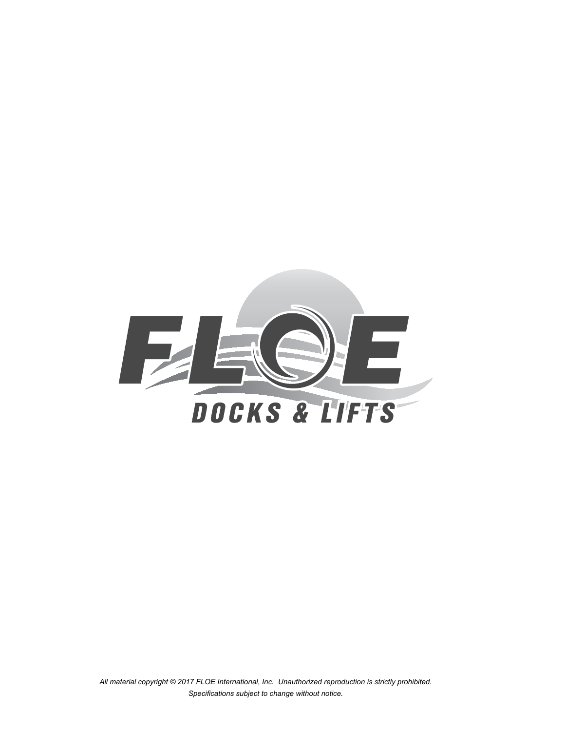FLOE

DOCKS & LIFTS

*All material copyright © 2017 FLOE International, Inc. Unauthorized reproduction is strictly prohibited.*
*Specifications subject to change without notice.*